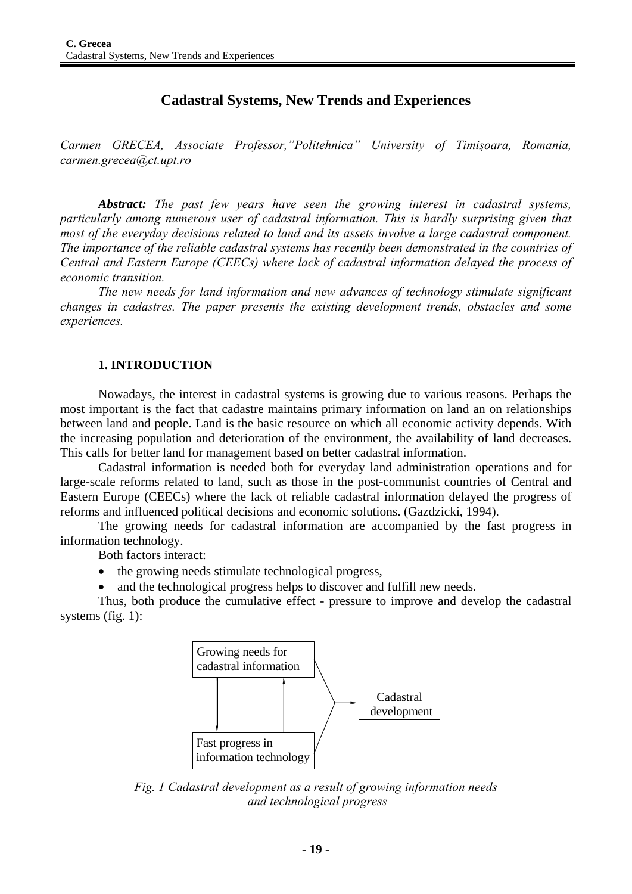# Cadastral Systems, New Trends and Experiences

*Carmen GRECEA, Associate Professor,"Politehnica" University of Timişoara, Romania, carmen.grecea@ct.upt.ro*

***Abstract:*** *The past few years have seen the growing interest in cadastral systems, particularly among numerous user of cadastral information. This is hardly surprising given that most of the everyday decisions related to land and its assets involve a large cadastral component. The importance of the reliable cadastral systems has recently been demonstrated in the countries of Central and Eastern Europe (CEECs) where lack of cadastral information delayed the process of economic transition.*

*The new needs for land information and new advances of technology stimulate significant changes in cadastres. The paper presents the existing development trends, obstacles and some experiences.*

## 1. INTRODUCTION

Nowadays, the interest in cadastral systems is growing due to various reasons. Perhaps the most important is the fact that cadastre maintains primary information on land an on relationships between land and people. Land is the basic resource on which all economic activity depends. With the increasing population and deterioration of the environment, the availability of land decreases. This calls for better land for management based on better cadastral information.

Cadastral information is needed both for everyday land administration operations and for large-scale reforms related to land, such as those in the post-communist countries of Central and Eastern Europe (CEECs) where the lack of reliable cadastral information delayed the progress of reforms and influenced political decisions and economic solutions. (Gazdzicki, 1994).

The growing needs for cadastral information are accompanied by the fast progress in information technology.

Both factors interact:

- the growing needs stimulate technological progress,
- and the technological progress helps to discover and fulfill new needs.

Thus, both produce the cumulative effect - pressure to improve and develop the cadastral systems (fig. 1):

Growing needs for cadastral information

Fast progress in information technology

Cadastral development

*Fig. 1 Cadastral development as a result of growing information needs and technological progress*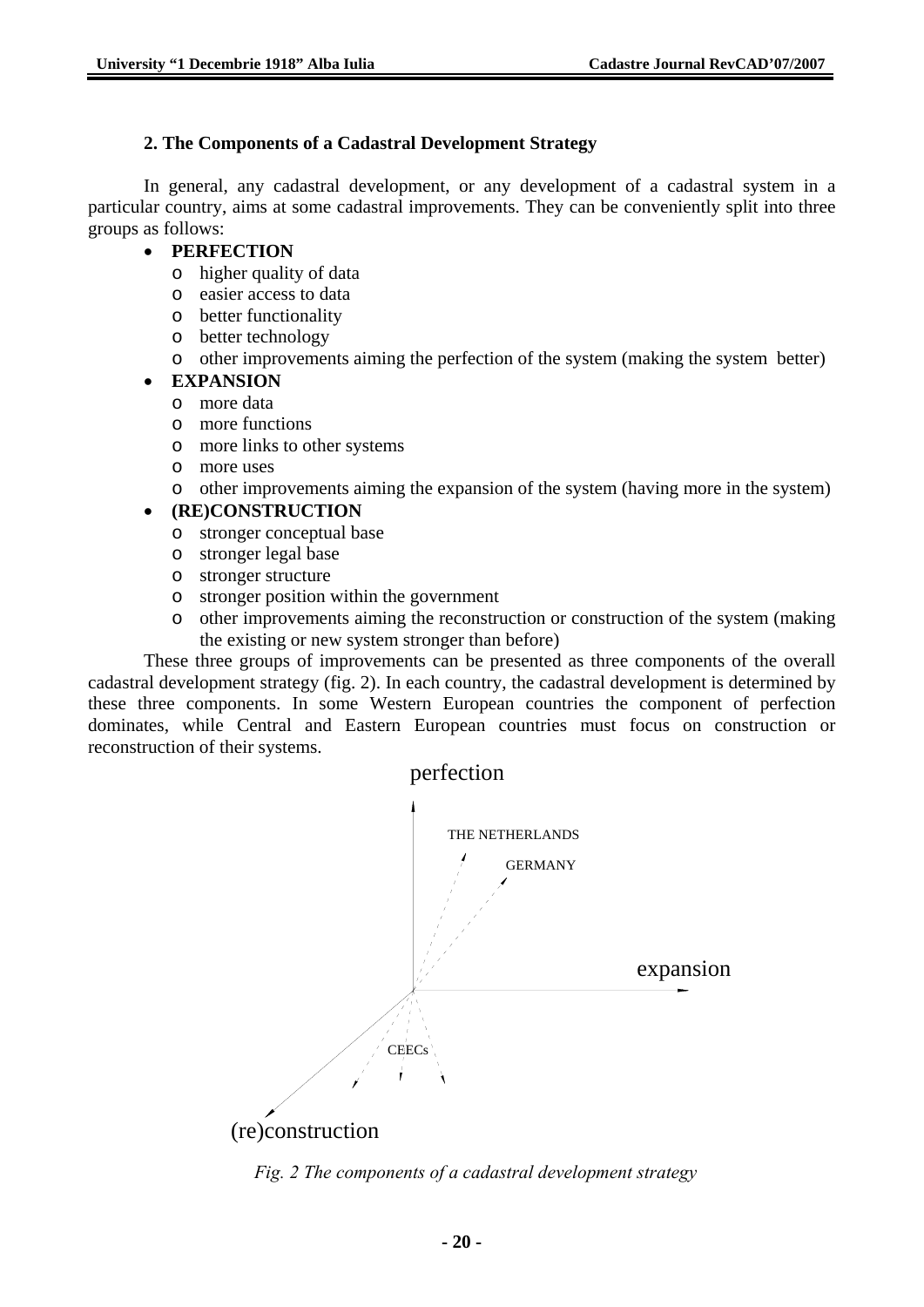## 2. The Components of a Cadastral Development Strategy

In general, any cadastral development, or any development of a cadastral system in a particular country, aims at some cadastral improvements. They can be conveniently split into three groups as follows:

- **PERFECTION**
  - higher quality of data
  - easier access to data
  - better functionality
  - better technology
  - other improvements aiming the perfection of the system (making the system better)
- **EXPANSION**
  - more data
  - more functions
  - more links to other systems
  - more uses
  - other improvements aiming the expansion of the system (having more in the system)
- **(RE)CONSTRUCTION**
  - stronger conceptual base
  - stronger legal base
  - stronger structure
  - stronger position within the government
  - other improvements aiming the reconstruction or construction of the system (making the existing or new system stronger than before)

These three groups of improvements can be presented as three components of the overall cadastral development strategy (fig. 2). In each country, the cadastral development is determined by these three components. In some Western European countries the component of perfection dominates, while Central and Eastern European countries must focus on construction or reconstruction of their systems.

perfection

THE NETHERLANDS

GERMANY

expansion

CEECs

(re)construction

*Fig. 2 The components of a cadastral development strategy*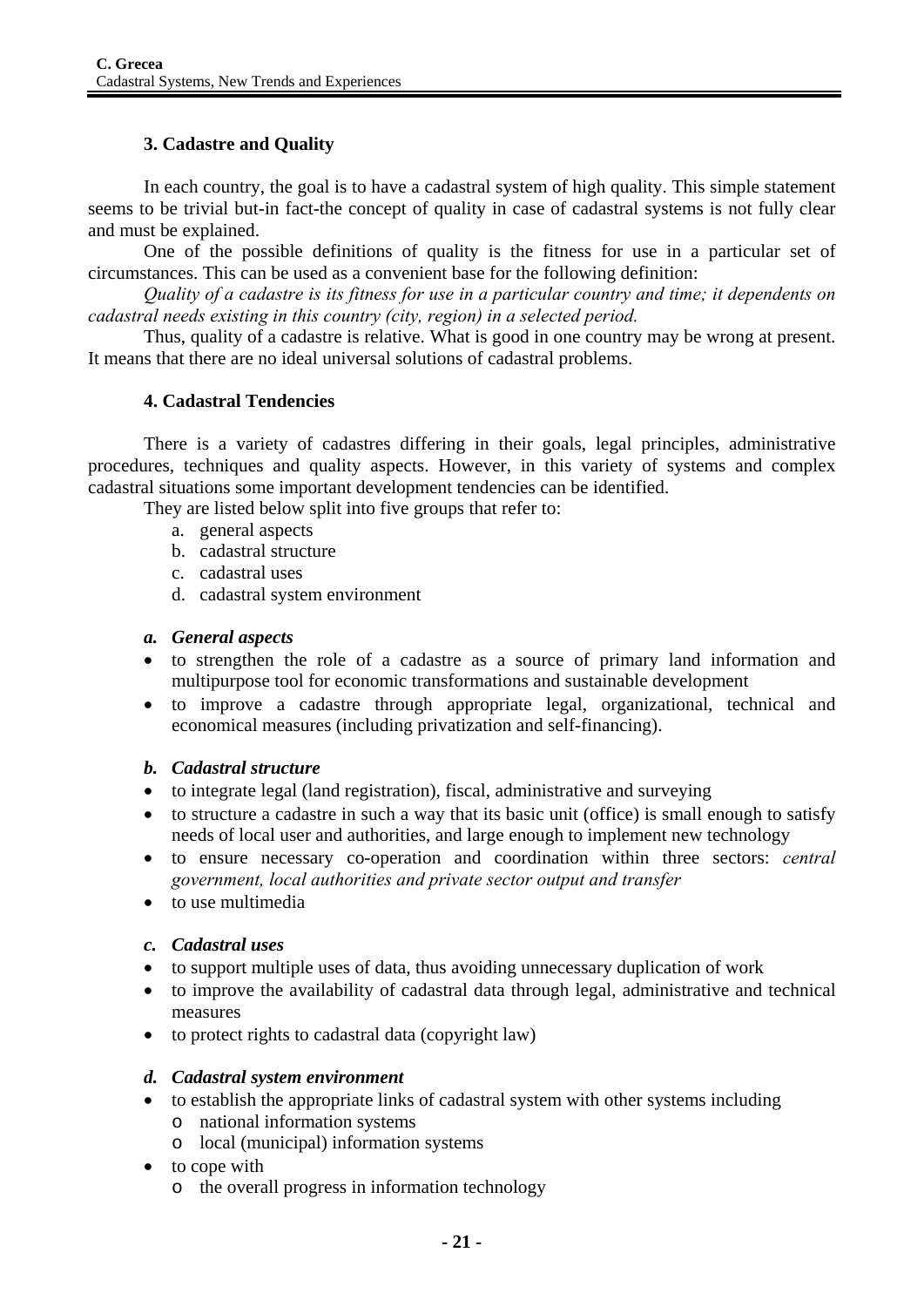## 3. Cadastre and Quality

In each country, the goal is to have a cadastral system of high quality. This simple statement seems to be trivial but-in fact-the concept of quality in case of cadastral systems is not fully clear and must be explained.

One of the possible definitions of quality is the fitness for use in a particular set of circumstances. This can be used as a convenient base for the following definition:

*Quality of a cadastre is its fitness for use in a particular country and time; it dependents on cadastral needs existing in this country (city, region) in a selected period.*

Thus, quality of a cadastre is relative. What is good in one country may be wrong at present. It means that there are no ideal universal solutions of cadastral problems.

## 4. Cadastral Tendencies

There is a variety of cadastres differing in their goals, legal principles, administrative procedures, techniques and quality aspects. However, in this variety of systems and complex cadastral situations some important development tendencies can be identified.

They are listed below split into five groups that refer to:

a. general aspects
b. cadastral structure
c. cadastral uses
d. cadastral system environment

### *a. General aspects*

- to strengthen the role of a cadastre as a source of primary land information and multipurpose tool for economic transformations and sustainable development
- to improve a cadastre through appropriate legal, organizational, technical and economical measures (including privatization and self-financing).

### *b. Cadastral structure*

- to integrate legal (land registration), fiscal, administrative and surveying
- to structure a cadastre in such a way that its basic unit (office) is small enough to satisfy needs of local user and authorities, and large enough to implement new technology
- to ensure necessary co-operation and coordination within three sectors: *central government, local authorities and private sector output and transfer*
- to use multimedia

### *c. Cadastral uses*

- to support multiple uses of data, thus avoiding unnecessary duplication of work
- to improve the availability of cadastral data through legal, administrative and technical measures
- to protect rights to cadastral data (copyright law)

### *d. Cadastral system environment*

- to establish the appropriate links of cadastral system with other systems including
  - national information systems
  - local (municipal) information systems
- to cope with
  - the overall progress in information technology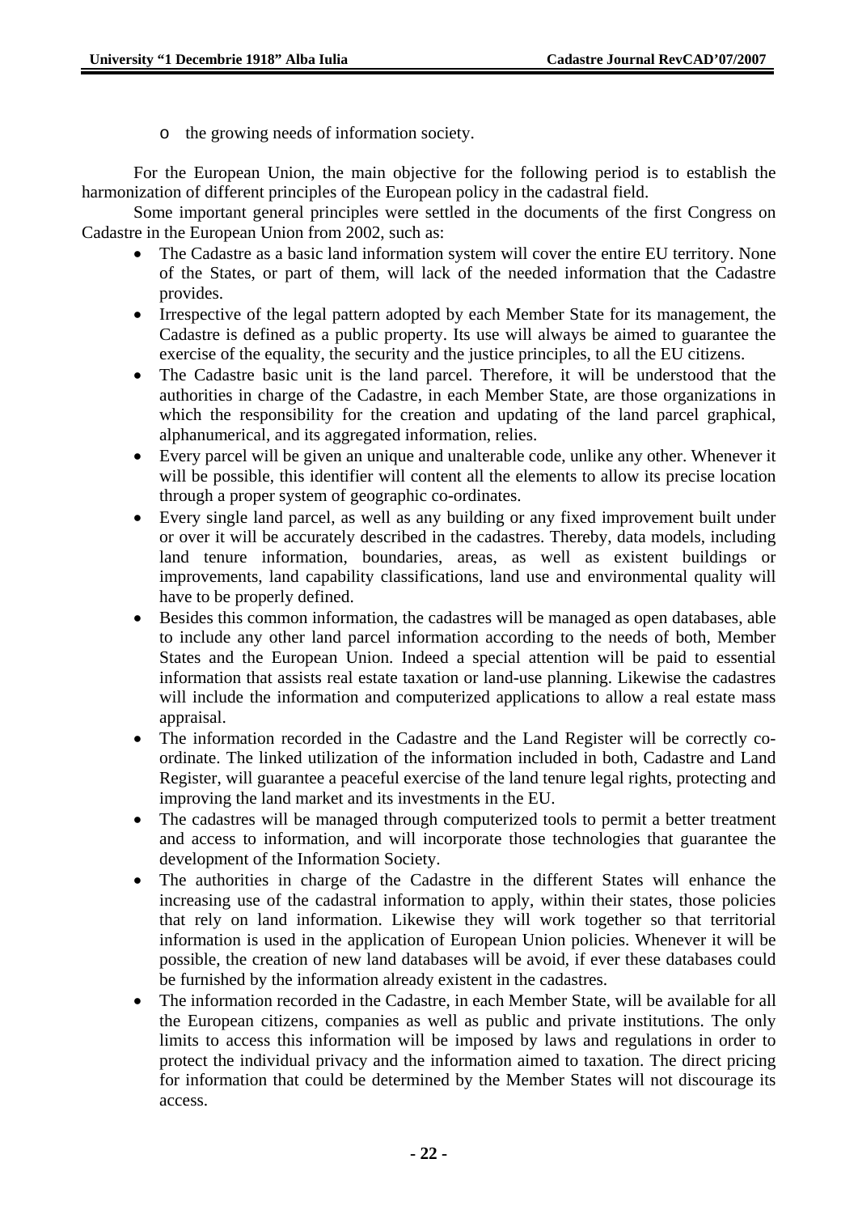- the growing needs of information society.

For the European Union, the main objective for the following period is to establish the harmonization of different principles of the European policy in the cadastral field.

Some important general principles were settled in the documents of the first Congress on Cadastre in the European Union from 2002, such as:

- The Cadastre as a basic land information system will cover the entire EU territory. None of the States, or part of them, will lack of the needed information that the Cadastre provides.
- Irrespective of the legal pattern adopted by each Member State for its management, the Cadastre is defined as a public property. Its use will always be aimed to guarantee the exercise of the equality, the security and the justice principles, to all the EU citizens.
- The Cadastre basic unit is the land parcel. Therefore, it will be understood that the authorities in charge of the Cadastre, in each Member State, are those organizations in which the responsibility for the creation and updating of the land parcel graphical, alphanumerical, and its aggregated information, relies.
- Every parcel will be given an unique and unalterable code, unlike any other. Whenever it will be possible, this identifier will content all the elements to allow its precise location through a proper system of geographic co-ordinates.
- Every single land parcel, as well as any building or any fixed improvement built under or over it will be accurately described in the cadastres. Thereby, data models, including land tenure information, boundaries, areas, as well as existent buildings or improvements, land capability classifications, land use and environmental quality will have to be properly defined.
- Besides this common information, the cadastres will be managed as open databases, able to include any other land parcel information according to the needs of both, Member States and the European Union. Indeed a special attention will be paid to essential information that assists real estate taxation or land-use planning. Likewise the cadastres will include the information and computerized applications to allow a real estate mass appraisal.
- The information recorded in the Cadastre and the Land Register will be correctly co-ordinate. The linked utilization of the information included in both, Cadastre and Land Register, will guarantee a peaceful exercise of the land tenure legal rights, protecting and improving the land market and its investments in the EU.
- The cadastres will be managed through computerized tools to permit a better treatment and access to information, and will incorporate those technologies that guarantee the development of the Information Society.
- The authorities in charge of the Cadastre in the different States will enhance the increasing use of the cadastral information to apply, within their states, those policies that rely on land information. Likewise they will work together so that territorial information is used in the application of European Union policies. Whenever it will be possible, the creation of new land databases will be avoid, if ever these databases could be furnished by the information already existent in the cadastres.
- The information recorded in the Cadastre, in each Member State, will be available for all the European citizens, companies as well as public and private institutions. The only limits to access this information will be imposed by laws and regulations in order to protect the individual privacy and the information aimed to taxation. The direct pricing for information that could be determined by the Member States will not discourage its access.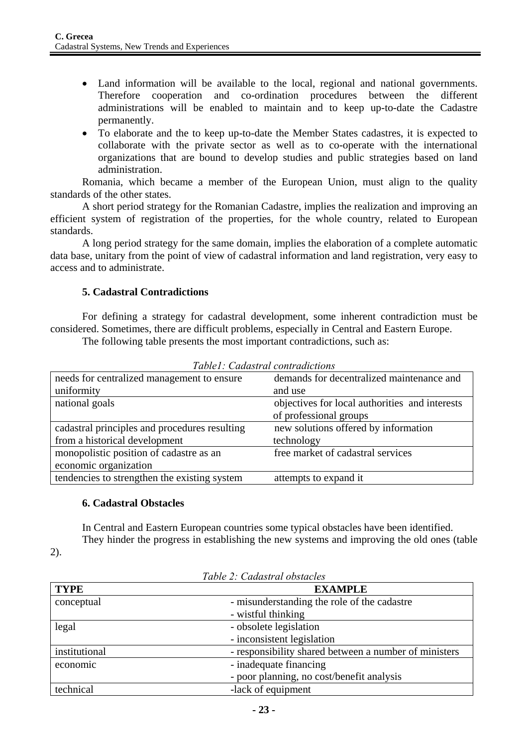- Land information will be available to the local, regional and national governments. Therefore cooperation and co-ordination procedures between the different administrations will be enabled to maintain and to keep up-to-date the Cadastre permanently.
- To elaborate and the to keep up-to-date the Member States cadastres, it is expected to collaborate with the private sector as well as to co-operate with the international organizations that are bound to develop studies and public strategies based on land administration.

Romania, which became a member of the European Union, must align to the quality standards of the other states.

A short period strategy for the Romanian Cadastre, implies the realization and improving an efficient system of registration of the properties, for the whole country, related to European standards.

A long period strategy for the same domain, implies the elaboration of a complete automatic data base, unitary from the point of view of cadastral information and land registration, very easy to access and to administrate.

### 5. Cadastral Contradictions

For defining a strategy for cadastral development, some inherent contradiction must be considered. Sometimes, there are difficult problems, especially in Central and Eastern Europe.

The following table presents the most important contradictions, such as:

*Table1: Cadastral contradictions*

| | |
|---|---|
| needs for centralized management to ensure uniformity | demands for decentralized maintenance and and use |
| national goals | objectives for local authorities and interests of professional groups |
| cadastral principles and procedures resulting from a historical development | new solutions offered by information technology |
| monopolistic position of cadastre as an economic organization | free market of cadastral services |
| tendencies to strengthen the existing system | attempts to expand it |

### 6. Cadastral Obstacles

In Central and Eastern European countries some typical obstacles have been identified.

They hinder the progress in establishing the new systems and improving the old ones (table 2).

*Table 2: Cadastral obstacles*

| TYPE | EXAMPLE |
|---|---|
| conceptual | - misunderstanding the role of the cadastre<br>- wistful thinking |
| legal | - obsolete legislation<br>- inconsistent legislation |
| institutional | - responsibility shared between a number of ministers |
| economic | - inadequate financing<br>- poor planning, no cost/benefit analysis |
| technical | -lack of equipment |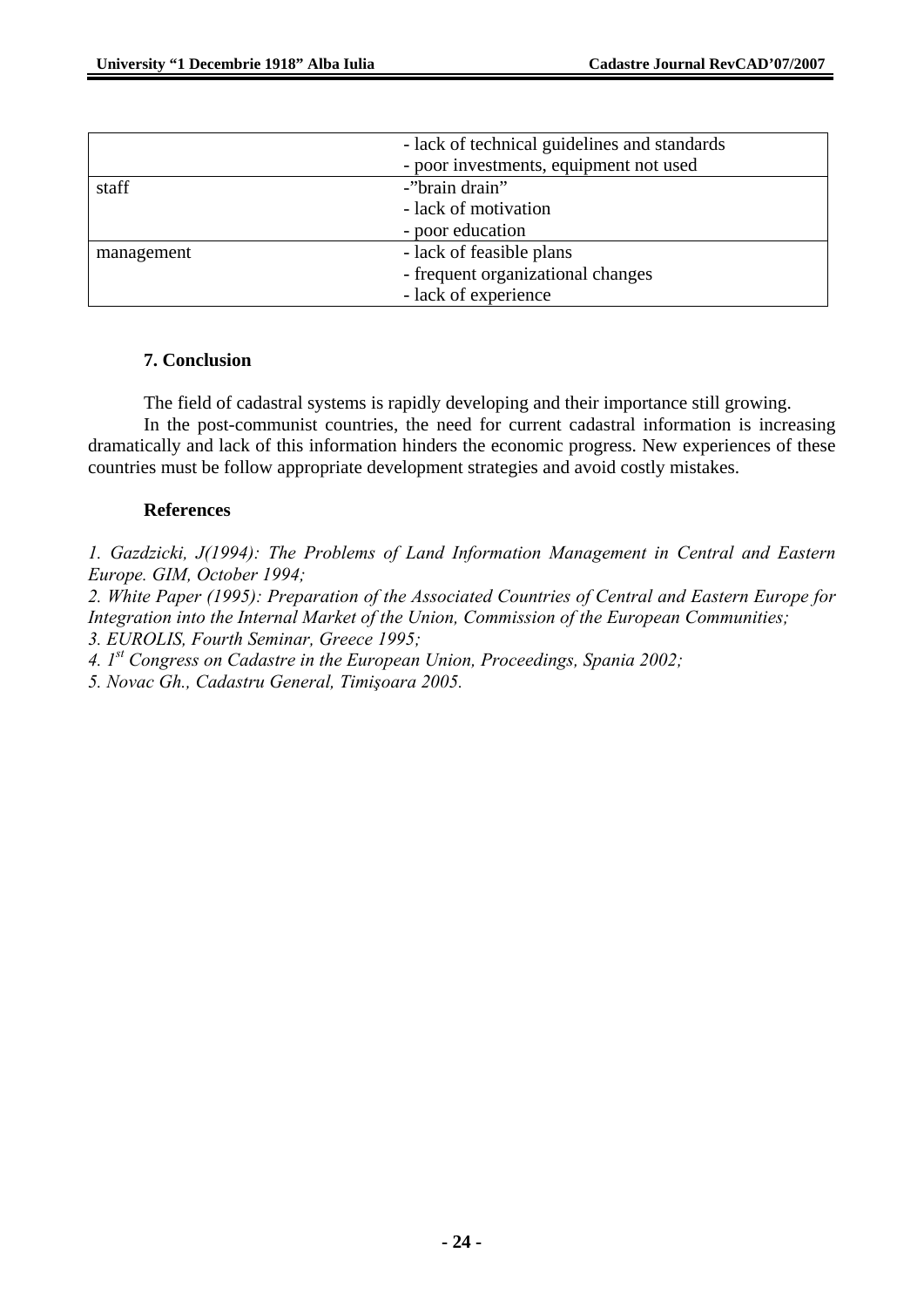| | |
|---|---|
| | - lack of technical guidelines and standards<br>- poor investments, equipment not used |
| staff | -"brain drain"<br>- lack of motivation<br>- poor education |
| management | - lack of feasible plans<br>- frequent organizational changes<br>- lack of experience |

## 7. Conclusion

The field of cadastral systems is rapidly developing and their importance still growing.

In the post-communist countries, the need for current cadastral information is increasing dramatically and lack of this information hinders the economic progress. New experiences of these countries must be follow appropriate development strategies and avoid costly mistakes.

## References

*1. Gazdzicki, J(1994): The Problems of Land Information Management in Central and Eastern Europe. GIM, October 1994;*

*2. White Paper (1995): Preparation of the Associated Countries of Central and Eastern Europe for Integration into the Internal Market of the Union, Commission of the European Communities;*

*3. EUROLIS, Fourth Seminar, Greece 1995;*

*4. 1st Congress on Cadastre in the European Union, Proceedings, Spania 2002;*

*5. Novac Gh., Cadastru General, Timişoara 2005.*